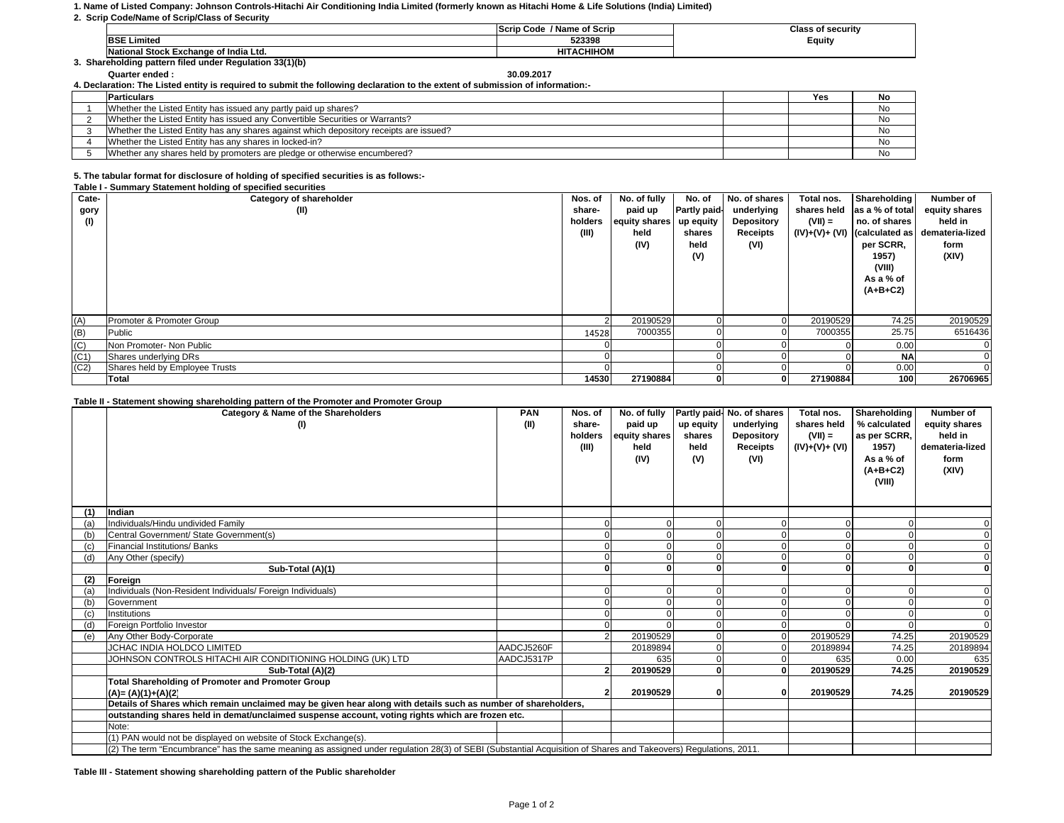**1. Name of Listed Company: Johnson Controls-Hitachi Air Conditioning India Limited (formerly known as Hitachi Home & Life Solutions (India) Limited)**

**2. Scrip Code/Name of Scrip/Class of Security**

| | Scrip Code / Name of Scrip | Class of security |
|---|---|---|
| BSE Limited | 523398 | Equity |
| National Stock Exchange of India Ltd. | HITACHIHOM | |

**3. Shareholding pattern filed under Regulation 33(1)(b)**

**Quarter ended : 30.09.2017**

**4. Declaration: The Listed entity is required to submit the following declaration to the extent of submission of information:-**

| | Particulars | | Yes | No |
|---|---|---|---|---|
| 1 | Whether the Listed Entity has issued any partly paid up shares? | | | No |
| 2 | Whether the Listed Entity has issued any Convertible Securities or Warrants? | | | No |
| 3 | Whether the Listed Entity has any shares against which depository receipts are issued? | | | No |
| 4 | Whether the Listed Entity has any shares in locked-in? | | | No |
| 5 | Whether any shares held by promoters are pledge or otherwise encumbered? | | | No |

**5. The tabular format for disclosure of holding of specified securities is as follows:-**

**Table I - Summary Statement holding of specified securities**

| Category (I) | Category of shareholder (II) | Nos. of shareholders (III) | No. of fully paid up equity shares held (IV) | No. of Partly paid-up equity shares held (V) | No. of shares underlying Depository Receipts (VI) | Total nos. shares held (VII) = (IV)+(V)+ (VI) | Shareholding as a % of total no. of shares (calculated as per SCRR, 1957) (VIII) As a % of (A+B+C2) | Number of equity shares held in dematerialized form (XIV) |
|---|---|---|---|---|---|---|---|---|
| (A) | Promoter & Promoter Group | 2 | 20190529 | 0 | 0 | 20190529 | 74.25 | 20190529 |
| (B) | Public | 14528 | 7000355 | 0 | 0 | 7000355 | 25.75 | 6516436 |
| (C) | Non Promoter- Non Public | 0 | | 0 | 0 | 0 | 0.00 | 0 |
| (C1) | Shares underlying DRs | 0 | | 0 | 0 | 0 | NA | 0 |
| (C2) | Shares held by Employee Trusts | 0 | | 0 | 0 | 0 | 0.00 | 0 |
| | **Total** | **14530** | **27190884** | **0** | **0** | **27190884** | **100** | **26706965** |

**Table II - Statement showing shareholding pattern of the Promoter and Promoter Group**

| | Category & Name of the Shareholders (I) | PAN (II) | Nos. of shareholders (III) | No. of fully paid up equity shares held (IV) | Partly paid-up equity shares held (V) | No. of shares underlying Depository Receipts (VI) | Total nos. shares held (VII) = (IV)+(V)+ (VI) | Shareholding % calculated as per SCRR, 1957) As a % of (A+B+C2) (VIII) | Number of equity shares held in dematerialized form (XIV) |
|---|---|---|---|---|---|---|---|---|---|
| **(1)** | **Indian** | | | | | | | | |
| (a) | Individuals/Hindu undivided Family | | 0 | 0 | 0 | 0 | 0 | 0 | 0 |
| (b) | Central Government/ State Government(s) | | 0 | 0 | 0 | 0 | 0 | 0 | 0 |
| (c) | Financial Institutions/ Banks | | 0 | 0 | 0 | 0 | 0 | 0 | 0 |
| (d) | Any Other (specify) | | 0 | 0 | 0 | 0 | 0 | 0 | 0 |
| | **Sub-Total (A)(1)** | | **0** | **0** | **0** | **0** | **0** | **0** | **0** |
| **(2)** | **Foreign** | | | | | | | | |
| (a) | Individuals (Non-Resident Individuals/ Foreign Individuals) | | 0 | 0 | 0 | 0 | 0 | 0 | 0 |
| (b) | Government | | 0 | 0 | 0 | 0 | 0 | 0 | 0 |
| (c) | Institutions | | 0 | 0 | 0 | 0 | 0 | 0 | 0 |
| (d) | Foreign Portfolio Investor | | 0 | 0 | 0 | 0 | 0 | 0 | 0 |
| (e) | Any Other Body-Corporate | | 2 | 20190529 | 0 | 0 | 20190529 | 74.25 | 20190529 |
| | JCHAC INDIA HOLDCO LIMITED | AADCJ5260F | | 20189894 | 0 | 0 | 20189894 | 74.25 | 20189894 |
| | JOHNSON CONTROLS HITACHI AIR CONDITIONING HOLDING (UK) LTD | AADCJ5317P | | 635 | 0 | 0 | 635 | 0.00 | 635 |
| | **Sub-Total (A)(2)** | | **2** | **20190529** | **0** | **0** | **20190529** | **74.25** | **20190529** |
| | **Total Shareholding of Promoter and Promoter Group (A)= (A)(1)+(A)(2)** | | **2** | **20190529** | **0** | **0** | **20190529** | **74.25** | **20190529** |
| | **Details of Shares which remain unclaimed may be given hear along with details such as number of shareholders, outstanding shares held in demat/unclaimed suspense account, voting rights which are frozen etc.** | | | | | | | | |
| | Note: | | | | | | | | |
| | (1) PAN would not be displayed on website of Stock Exchange(s). | | | | | | | | |
| | (2) The term "Encumbrance" has the same meaning as assigned under regulation 28(3) of SEBI (Substantial Acquisition of Shares and Takeovers) Regulations, 2011. | | | | | | | | |

**Table III - Statement showing shareholding pattern of the Public shareholder**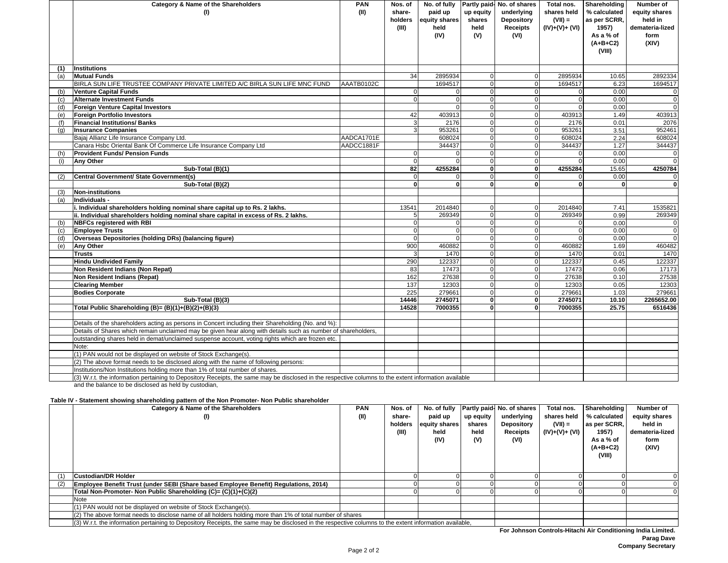| | Category & Name of the Shareholders (I) | PAN (II) | Nos. of share-holders (III) | No. of fully paid up equity shares held (IV) | Partly paid-up equity shares held (V) | No. of shares underlying Depository Receipts (VI) | Total nos. shares held (VII) = (IV)+(V)+ (VI) | Shareholding % calculated as per SCRR, 1957) As a % of (A+B+C2) (VIII) | Number of equity shares held in demateria-lized form (XIV) |
|---|---|---|---|---|---|---|---|---|---|
| (1) | **Institutions** | | | | | | | | |
| (a) | **Mutual Funds** | | 34 | 2895934 | 0 | 0 | 2895934 | 10.65 | 2892334 |
| | BIRLA SUN LIFE TRUSTEE COMPANY PRIVATE LIMITED A/C BIRLA SUN LIFE MNC FUND | AAATB0102C | | 1694517 | 0 | 0 | 1694517 | 6.23 | 1694517 |
| (b) | **Venture Capital Funds** | | 0 | 0 | 0 | 0 | 0 | 0.00 | 0 |
| (c) | **Alternate Investment Funds** | | 0 | 0 | 0 | 0 | 0 | 0.00 | 0 |
| (d) | **Foreign Venture Capital Investors** | | | 0 | 0 | 0 | 0 | 0.00 | 0 |
| (e) | **Foreign Portfolio Investors** | | 42 | 403913 | 0 | 0 | 403913 | 1.49 | 403913 |
| (f) | **Financial Institutions/ Banks** | | 3 | 2176 | 0 | 0 | 2176 | 0.01 | 2076 |
| (g) | **Insurance Companies** | | 3 | 953261 | 0 | 0 | 953261 | 3.51 | 952461 |
| | Bajaj Allianz Life Insurance Company Ltd. | AADCA1701E | | 608024 | 0 | 0 | 608024 | 2.24 | 608024 |
| | Canara Hsbc Oriental Bank Of Commerce Life Insurance Company Ltd | AADCC1881F | | 344437 | 0 | 0 | 344437 | 1.27 | 344437 |
| (h) | **Provident Funds/ Pension Funds** | | 0 | 0 | 0 | 0 | 0 | 0.00 | 0 |
| (i) | **Any Other** | | 0 | 0 | 0 | 0 | 0 | 0.00 | 0 |
| | **Sub-Total (B)(1)** | | **82** | **4255284** | **0** | **0** | **4255284** | 15.65 | **4250784** |
| (2) | **Central Government/ State Government(s)** | | 0 | 0 | 0 | 0 | 0 | 0.00 | 0 |
| | **Sub-Total (B)(2)** | | **0** | **0** | **0** | **0** | **0** | **0** | **0** |
| (3) | **Non-institutions** | | | | | | | | |
| (a) | **Individuals -** | | | | | | | | |
| | **i. Individual shareholders holding nominal share capital up to Rs. 2 lakhs.** | | 13541 | 2014840 | 0 | 0 | 2014840 | 7.41 | 1535821 |
| | **ii. Individual shareholders holding nominal share capital in excess of Rs. 2 lakhs.** | | 5 | 269349 | 0 | 0 | 269349 | 0.99 | 269349 |
| (b) | **NBFCs registered with RBI** | | 0 | 0 | 0 | 0 | 0 | 0.00 | 0 |
| (c) | **Employee Trusts** | | 0 | 0 | 0 | 0 | 0 | 0.00 | 0 |
| (d) | **Overseas Depositories (holding DRs) (balancing figure)** | | 0 | 0 | 0 | 0 | 0 | 0.00 | 0 |
| (e) | **Any Other** | | 900 | 460882 | 0 | 0 | 460882 | 1.69 | 460482 |
| | **Trusts** | | 3 | 1470 | 0 | 0 | 1470 | 0.01 | 1470 |
| | **Hindu Undivided Family** | | 290 | 122337 | 0 | 0 | 122337 | 0.45 | 122337 |
| | **Non Resident Indians (Non Repat)** | | 83 | 17473 | 0 | 0 | 17473 | 0.06 | 17173 |
| | **Non Resident Indians (Repat)** | | 162 | 27638 | 0 | 0 | 27638 | 0.10 | 27538 |
| | **Clearing Member** | | 137 | 12303 | 0 | 0 | 12303 | 0.05 | 12303 |
| | **Bodies Corporate** | | 225 | 279661 | 0 | 0 | 279661 | 1.03 | 279661 |
| | **Sub-Total (B)(3)** | | **14446** | **2745071** | **0** | **0** | **2745071** | **10.10** | **2265652.00** |
| | **Total Public Shareholding (B)= (B)(1)+(B)(2)+(B)(3)** | | **14528** | **7000355** | **0** | **0** | **7000355** | **25.75** | **6516436** |

Details of the shareholders acting as persons in Concert including their Shareholding (No. and %):

Details of Shares which remain unclaimed may be given hear along with details such as number of shareholders, outstanding shares held in demat/unclaimed suspense account, voting rights which are frozen etc.

Note:

(1) PAN would not be displayed on website of Stock Exchange(s).

(2) The above format needs to be disclosed along with the name of following persons:

Institutions/Non Institutions holding more than 1% of total number of shares.

(3) W.r.t. the information pertaining to Depository Receipts, the same may be disclosed in the respective columns to the extent information available and the balance to be disclosed as held by custodian,

**Table IV - Statement showing shareholding pattern of the Non Promoter- Non Public shareholder**

| | Category & Name of the Shareholders (I) | PAN (II) | Nos. of share-holders (III) | No. of fully paid up equity shares held (IV) | Partly paid-up equity shares held (V) | No. of shares underlying Depository Receipts (VI) | Total nos. shares held (VII) = (IV)+(V)+ (VI) | Shareholding % calculated as per SCRR, 1957) As a % of (A+B+C2) (VIII) | Number of equity shares held in demateria-lized form (XIV) |
|---|---|---|---|---|---|---|---|---|---|
| (1) | **Custodian/DR Holder** | | 0 | 0 | 0 | 0 | 0 | 0 | 0 |
| (2) | **Employee Benefit Trust (under SEBI (Share based Employee Benefit) Regulations, 2014)** | | 0 | 0 | 0 | 0 | 0 | 0 | 0 |
| | **Total Non-Promoter- Non Public Shareholding (C)= (C)(1)+(C)(2)** | | 0 | 0 | 0 | 0 | 0 | 0 | 0 |

Note

(1) PAN would not be displayed on website of Stock Exchange(s).

(2) The above format needs to disclose name of all holders holding more than 1% of total number of shares

(3) W.r.t. the information pertaining to Depository Receipts, the same may be disclosed in the respective columns to the extent information available,

**For Johnson Controls-Hitachi Air Conditioning India Limited.**

**Parag Dave**

**Company Secretary**